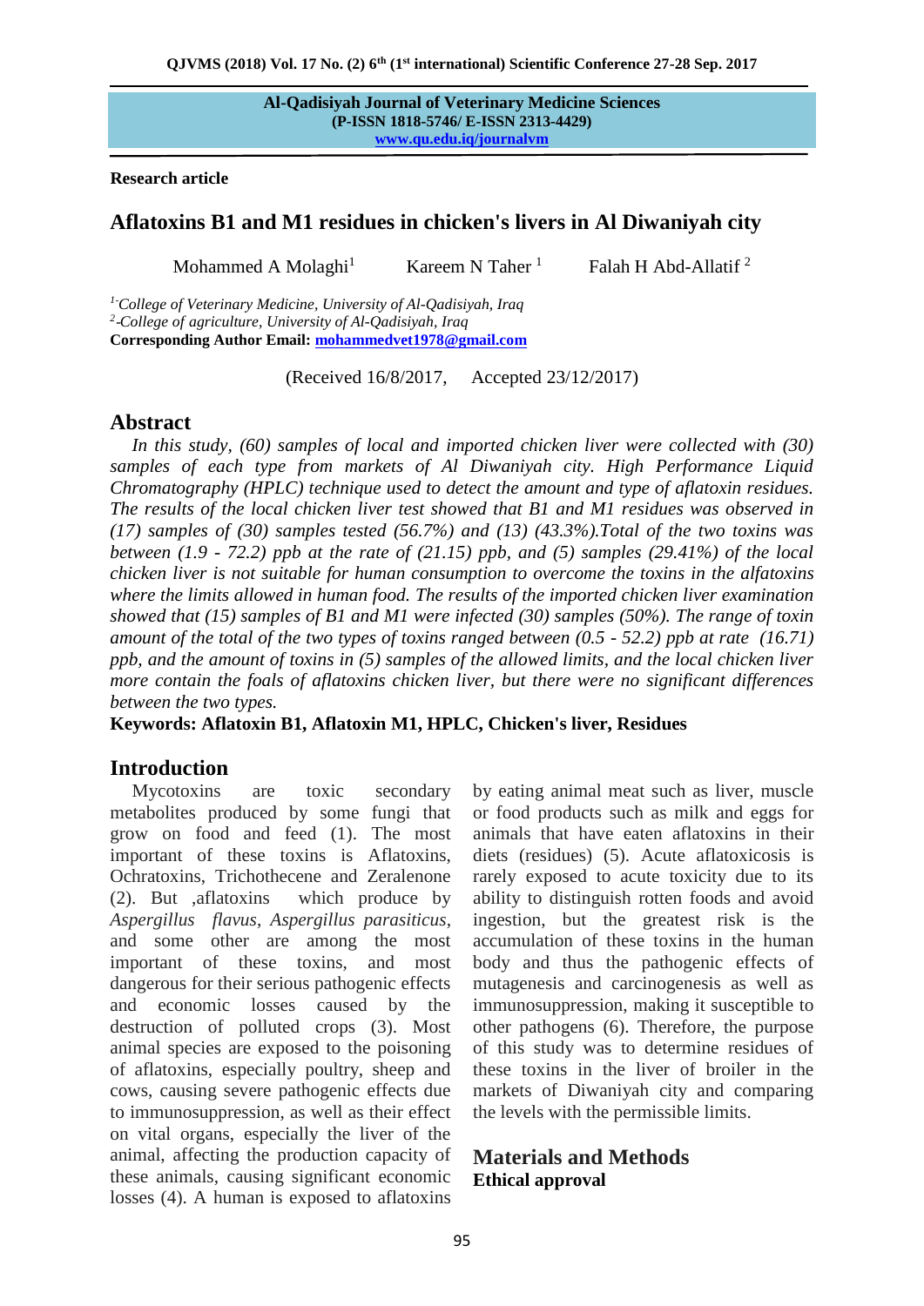**Al-Qadisiyah Journal of Veterinary Medicine Sciences**
**(P-ISSN 1818-5746/ E-ISSN 2313-4429)**
**www.qu.edu.iq/journalvm**

**Research article**

# Aflatoxins B1 and M1 residues in chicken's livers in Al Diwaniyah city

Mohammed A Molaghi[1] Kareem N Taher [1] Falah H Abd-Allatif [2]

*[1]-College of Veterinary Medicine, University of Al-Qadisiyah, Iraq*
*[2]-College of agriculture, University of Al-Qadisiyah, Iraq*
**Corresponding Author Email: mohammedvet1978@gmail.com**

(Received 16/8/2017, Accepted 23/12/2017)

## Abstract

*In this study, (60) samples of local and imported chicken liver were collected with (30) samples of each type from markets of Al Diwaniyah city. High Performance Liquid Chromatography (HPLC) technique used to detect the amount and type of aflatoxin residues. The results of the local chicken liver test showed that B1 and M1 residues was observed in (17) samples of (30) samples tested (56.7%) and (13) (43.3%).Total of the two toxins was between (1.9 - 72.2) ppb at the rate of (21.15) ppb, and (5) samples (29.41%) of the local chicken liver is not suitable for human consumption to overcome the toxins in the alfatoxins where the limits allowed in human food. The results of the imported chicken liver examination showed that (15) samples of B1 and M1 were infected (30) samples (50%). The range of toxin amount of the total of the two types of toxins ranged between (0.5 - 52.2) ppb at rate (16.71) ppb, and the amount of toxins in (5) samples of the allowed limits, and the local chicken liver more contain the foals of aflatoxins chicken liver, but there were no significant differences between the two types.*

**Keywords: Aflatoxin B1, Aflatoxin M1, HPLC, Chicken's liver, Residues**

## Introduction

Mycotoxins are toxic secondary metabolites produced by some fungi that grow on food and feed (1). The most important of these toxins is Aflatoxins, Ochratoxins, Trichothecene and Zeralenone (2). But ,aflatoxins which produce by *Aspergillus flavus*, *Aspergillus parasiticus*, and some other are among the most important of these toxins, and most dangerous for their serious pathogenic effects and economic losses caused by the destruction of polluted crops (3). Most animal species are exposed to the poisoning of aflatoxins, especially poultry, sheep and cows, causing severe pathogenic effects due to immunosuppression, as well as their effect on vital organs, especially the liver of the animal, affecting the production capacity of these animals, causing significant economic losses (4). A human is exposed to aflatoxins by eating animal meat such as liver, muscle or food products such as milk and eggs for animals that have eaten aflatoxins in their diets (residues) (5). Acute aflatoxicosis is rarely exposed to acute toxicity due to its ability to distinguish rotten foods and avoid ingestion, but the greatest risk is the accumulation of these toxins in the human body and thus the pathogenic effects of mutagenesis and carcinogenesis as well as immunosuppression, making it susceptible to other pathogens (6). Therefore, the purpose of this study was to determine residues of these toxins in the liver of broiler in the markets of Diwaniyah city and comparing the levels with the permissible limits.

## Materials and Methods

**Ethical approval**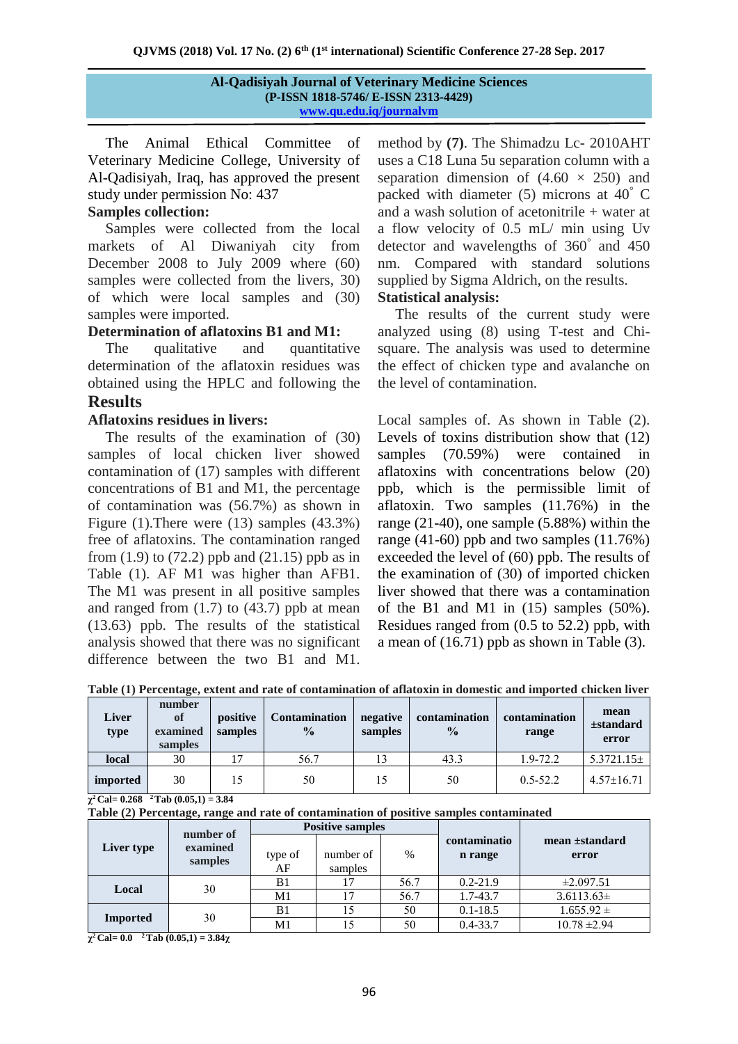The Animal Ethical Committee of Veterinary Medicine College, University of Al-Qadisiyah, Iraq, has approved the present study under permission No: 437

**Samples collection:**

Samples were collected from the local markets of Al Diwaniyah city from December 2008 to July 2009 where (60) samples were collected from the livers, 30) of which were local samples and (30) samples were imported.

**Determination of aflatoxins B1 and M1:**

The qualitative and quantitative determination of the aflatoxin residues was obtained using the HPLC and following the method by **(7)**. The Shimadzu Lc- 2010AHT uses a C18 Luna 5u separation column with a separation dimension of (4.60 × 250) and packed with diameter (5) microns at 40° C and a wash solution of acetonitrile + water at a flow velocity of 0.5 mL/ min using Uv detector and wavelengths of 360° and 450 nm. Compared with standard solutions supplied by Sigma Aldrich, on the results.

**Statistical analysis:**

The results of the current study were analyzed using (8) using T-test and Chi-square. The analysis was used to determine the effect of chicken type and avalanche on the level of contamination.

## Results

**Aflatoxins residues in livers:**

The results of the examination of (30) samples of local chicken liver showed contamination of (17) samples with different concentrations of B1 and M1, the percentage of contamination was (56.7%) as shown in Figure (1).There were (13) samples (43.3%) free of aflatoxins. The contamination ranged from (1.9) to (72.2) ppb and (21.15) ppb as in Table (1). AF M1 was higher than AFB1. The M1 was present in all positive samples and ranged from (1.7) to (43.7) ppb at mean (13.63) ppb. The results of the statistical analysis showed that there was no significant difference between the two B1 and M1. Local samples of. As shown in Table (2). Levels of toxins distribution show that (12) samples (70.59%) were contained in aflatoxins with concentrations below (20) ppb, which is the permissible limit of aflatoxin. Two samples (11.76%) in the range (21-40), one sample (5.88%) within the range (41-60) ppb and two samples (11.76%) exceeded the level of (60) ppb. The results of the examination of (30) of imported chicken liver showed that there was a contamination of the B1 and M1 in (15) samples (50%). Residues ranged from (0.5 to 52.2) ppb, with a mean of (16.71) ppb as shown in Table (3).

**Table (1) Percentage, extent and rate of contamination of aflatoxin in domestic and imported chicken liver**

| Liver type | number of examined samples | positive samples | Contamination % | negative samples | contamination % | contamination range | mean ±standard error |
|---|---|---|---|---|---|---|---|
| local | 30 | 17 | 56.7 | 13 | 43.3 | 1.9-72.2 | 5.3721.15± |
| imported | 30 | 15 | 50 | 15 | 50 | 0.5-52.2 | 4.57±16.71 |

$\chi^2$ Cal= 0.268 $\chi^2$ Tab (0.05,1) = 3.84

**Table (2) Percentage, range and rate of contamination of positive samples contaminated**

| Liver type | number of examined samples | Positive samples | | | contamination range | mean ±standard error |
|---|---|---|---|---|---|---|
| | | type of AF | number of samples | % | | |
| Local | 30 | B1 | 17 | 56.7 | 0.2-21.9 | ±2.097.51 |
| | | M1 | 17 | 56.7 | 1.7-43.7 | 3.6113.63± |
| Imported | 30 | B1 | 15 | 50 | 0.1-18.5 | 1.655.92 ± |
| | | M1 | 15 | 50 | 0.4-33.7 | 10.78 ±2.94 |

$\chi^2$ Cal= 0.0 $\chi^2$ Tab (0.05,1) = 3.84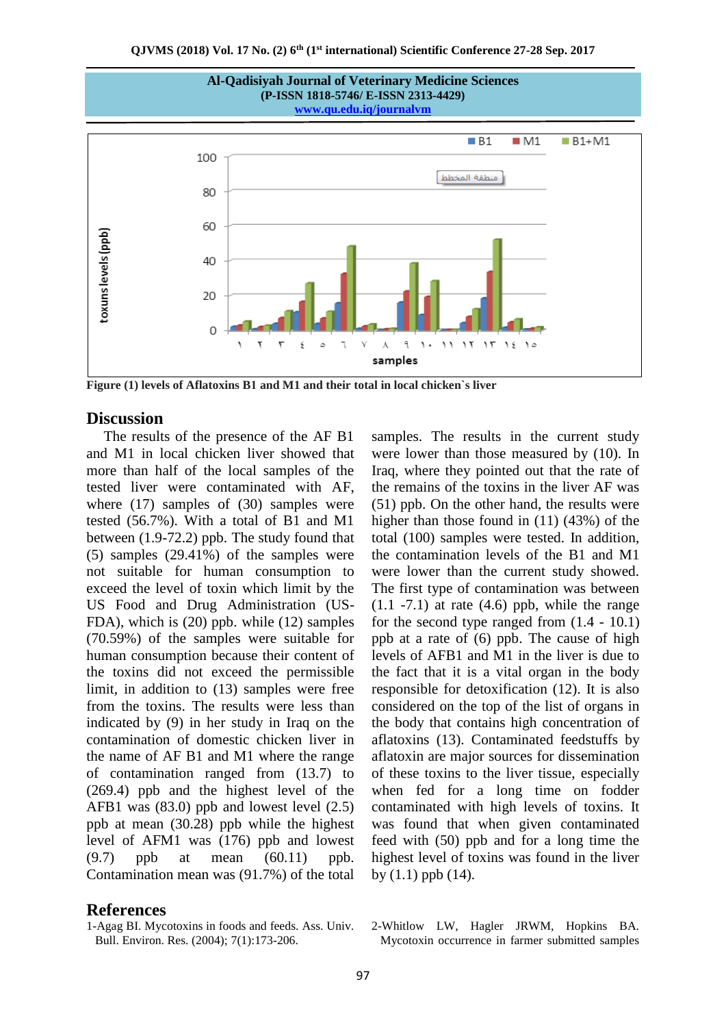Figure (1) levels of Aflatoxins B1 and M1 and their total in local chicken`s liver

## Discussion

The results of the presence of the AF B1 and M1 in local chicken liver showed that more than half of the local samples of the tested liver were contaminated with AF, where (17) samples of (30) samples were tested (56.7%). With a total of B1 and M1 between (1.9-72.2) ppb. The study found that (5) samples (29.41%) of the samples were not suitable for human consumption to exceed the level of toxin which limit by the US Food and Drug Administration (US-FDA), which is (20) ppb. while (12) samples (70.59%) of the samples were suitable for human consumption because their content of the toxins did not exceed the permissible limit, in addition to (13) samples were free from the toxins. The results were less than indicated by (9) in her study in Iraq on the contamination of domestic chicken liver in the name of AF B1 and M1 where the range of contamination ranged from (13.7) to (269.4) ppb and the highest level of the AFB1 was (83.0) ppb and lowest level (2.5) ppb at mean (30.28) ppb while the highest level of AFM1 was (176) ppb and lowest (9.7) ppb at mean (60.11) ppb. Contamination mean was (91.7%) of the total samples. The results in the current study were lower than those measured by (10). In Iraq, where they pointed out that the rate of the remains of the toxins in the liver AF was (51) ppb. On the other hand, the results were higher than those found in (11) (43%) of the total (100) samples were tested. In addition, the contamination levels of the B1 and M1 were lower than the current study showed. The first type of contamination was between (1.1 -7.1) at rate (4.6) ppb, while the range for the second type ranged from (1.4 - 10.1) ppb at a rate of (6) ppb. The cause of high levels of AFB1 and M1 in the liver is due to the fact that it is a vital organ in the body responsible for detoxification (12). It is also considered on the top of the list of organs in the body that contains high concentration of aflatoxins (13). Contaminated feedstuffs by aflatoxin are major sources for dissemination of these toxins to the liver tissue, especially when fed for a long time on fodder contaminated with high levels of toxins. It was found that when given contaminated feed with (50) ppb and for a long time the highest level of toxins was found in the liver by (1.1) ppb (14).

## References

1-Agag BI. Mycotoxins in foods and feeds. Ass. Univ. Bull. Environ. Res. (2004); 7(1):173-206.

2-Whitlow LW, Hagler JRWM, Hopkins BA. Mycotoxin occurrence in farmer submitted samples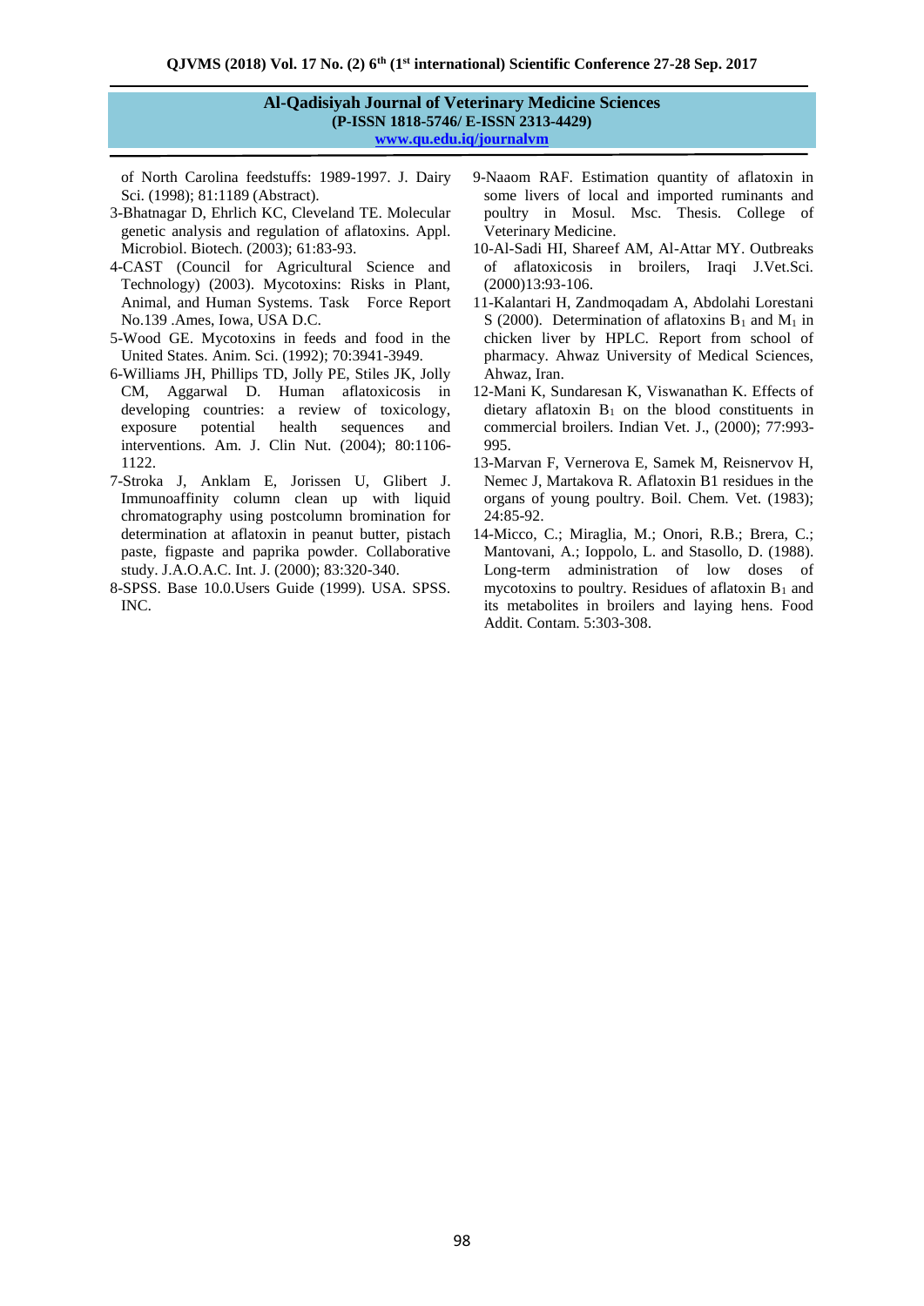of North Carolina feedstuffs: 1989-1997. J. Dairy Sci. (1998); 81:1189 (Abstract).

3-Bhatnagar D, Ehrlich KC, Cleveland TE. Molecular genetic analysis and regulation of aflatoxins. Appl. Microbiol. Biotech. (2003); 61:83-93.

4-CAST (Council for Agricultural Science and Technology) (2003). Mycotoxins: Risks in Plant, Animal, and Human Systems. Task Force Report No.139 .Ames, Iowa, USA D.C.

5-Wood GE. Mycotoxins in feeds and food in the United States. Anim. Sci. (1992); 70:3941-3949.

6-Williams JH, Phillips TD, Jolly PE, Stiles JK, Jolly CM, Aggarwal D. Human aflatoxicosis in developing countries: a review of toxicology, exposure potential health sequences and interventions. Am. J. Clin Nut. (2004); 80:1106-1122.

7-Stroka J, Anklam E, Jorissen U, Glibert J. Immunoaffinity column clean up with liquid chromatography using postcolumn bromination for determination at aflatoxin in peanut butter, pistach paste, figpaste and paprika powder. Collaborative study. J.A.O.A.C. Int. J. (2000); 83:320-340.

8-SPSS. Base 10.0.Users Guide (1999). USA. SPSS. INC.

9-Naaom RAF. Estimation quantity of aflatoxin in some livers of local and imported ruminants and poultry in Mosul. Msc. Thesis. College of Veterinary Medicine.

10-Al-Sadi HI, Shareef AM, Al-Attar MY. Outbreaks of aflatoxicosis in broilers, Iraqi J.Vet.Sci. (2000)13:93-106.

11-Kalantari H, Zandmoqadam A, Abdolahi Lorestani S (2000). Determination of aflatoxins $B_1$ and $M_1$ in chicken liver by HPLC. Report from school of pharmacy. Ahwaz University of Medical Sciences, Ahwaz, Iran.

12-Mani K, Sundaresan K, Viswanathan K. Effects of dietary aflatoxin $B_1$ on the blood constituents in commercial broilers. Indian Vet. J., (2000); 77:993-995.

13-Marvan F, Vernerova E, Samek M, Reisnervov H, Nemec J, Martakova R. Aflatoxin B1 residues in the organs of young poultry. Boil. Chem. Vet. (1983); 24:85-92.

14-Micco, C.; Miraglia, M.; Onori, R.B.; Brera, C.; Mantovani, A.; Ioppolo, L. and Stasollo, D. (1988). Long-term administration of low doses of mycotoxins to poultry. Residues of aflatoxin $B_1$ and its metabolites in broilers and laying hens. Food Addit. Contam. 5:303-308.